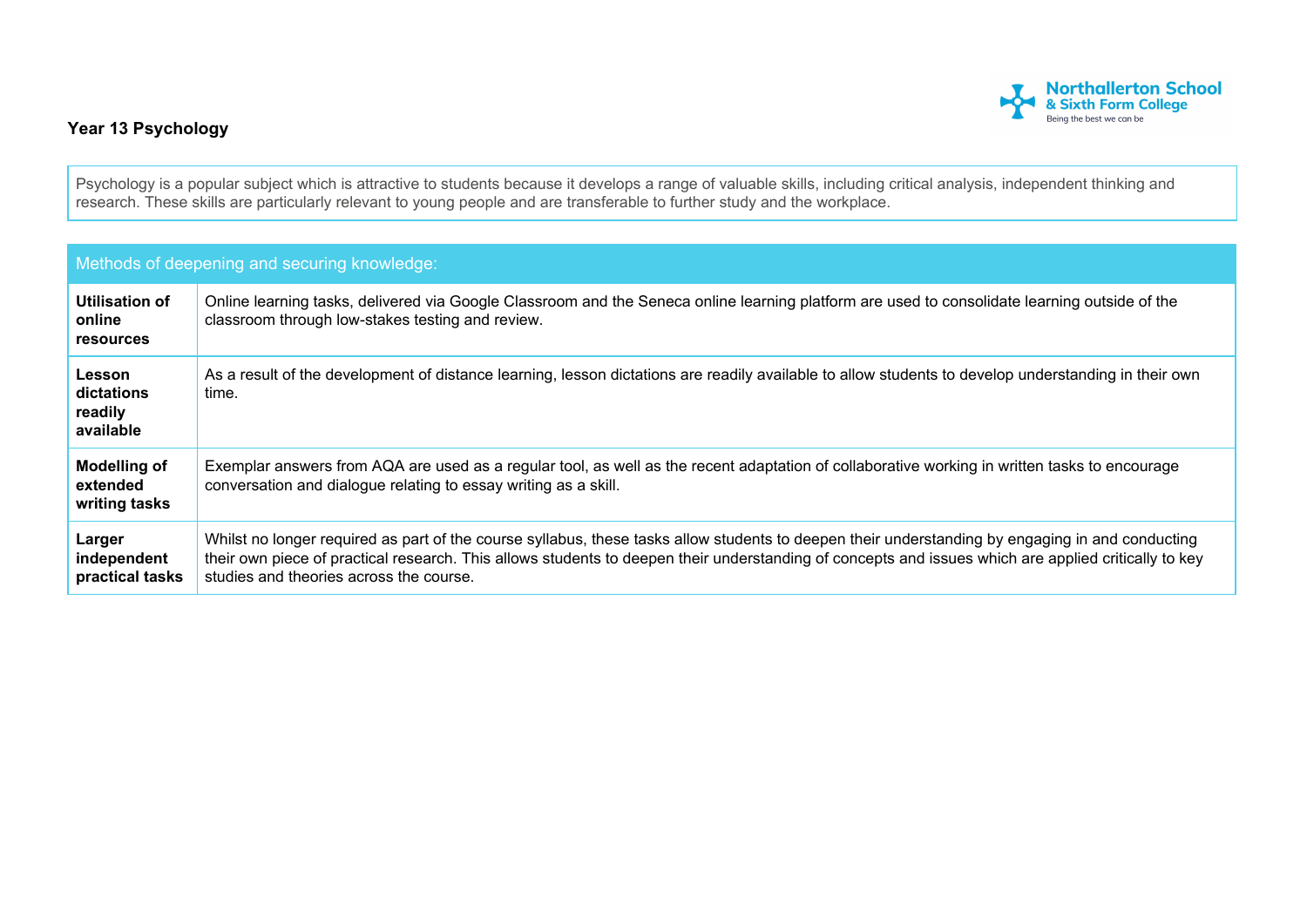# Year 13 Psychology

Psychology is a popular subject which is attractive to students because it develops a range of valuable skills, including critical analysis, independent thinking and research. These skills are particularly relevant to young people and are transferable to further study and the workplace.

| Methods of deepening and securing knowledge: | |
| --- | --- |
| **Utilisation of online resources** | Online learning tasks, delivered via Google Classroom and the Seneca online learning platform are used to consolidate learning outside of the classroom through low-stakes testing and review. |
| **Lesson dictations readily available** | As a result of the development of distance learning, lesson dictations are readily available to allow students to develop understanding in their own time. |
| **Modelling of extended writing tasks** | Exemplar answers from AQA are used as a regular tool, as well as the recent adaptation of collaborative working in written tasks to encourage conversation and dialogue relating to essay writing as a skill. |
| **Larger independent practical tasks** | Whilst no longer required as part of the course syllabus, these tasks allow students to deepen their understanding by engaging in and conducting their own piece of practical research. This allows students to deepen their understanding of concepts and issues which are applied critically to key studies and theories across the course. |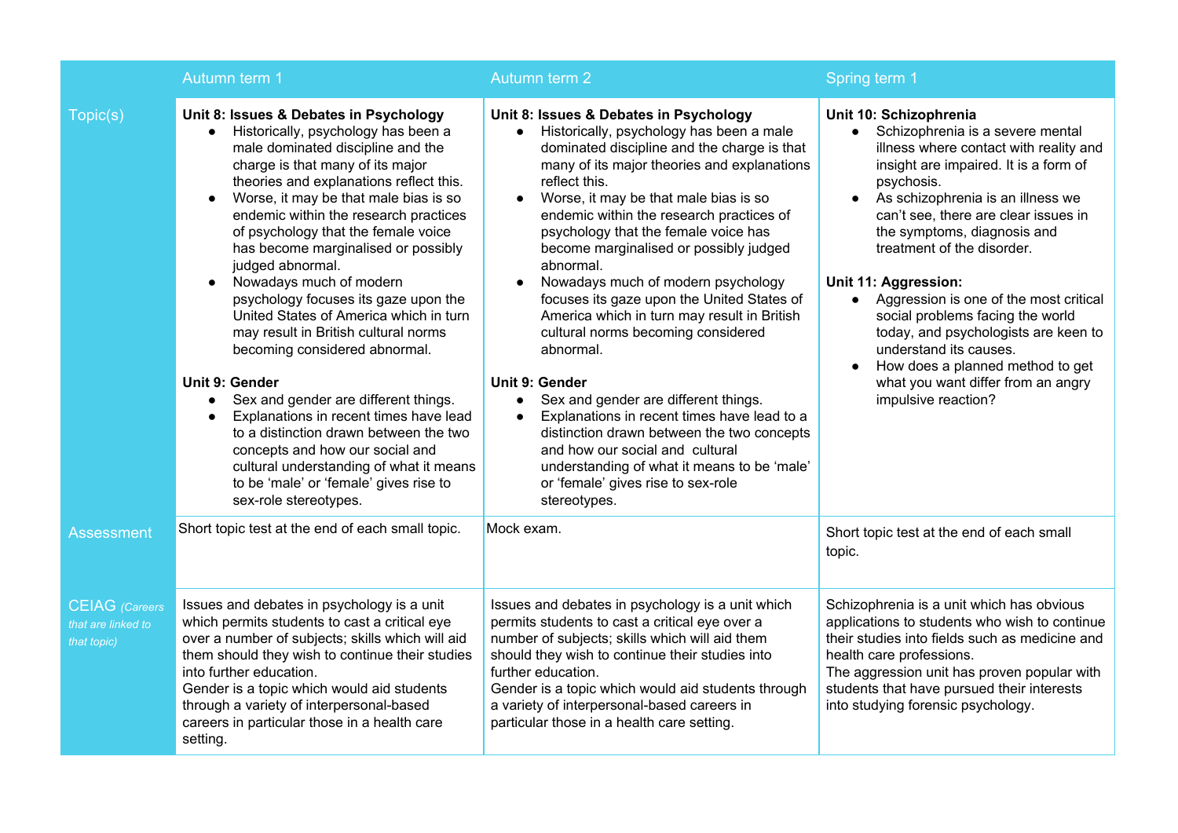| | Autumn term 1 | Autumn term 2 | Spring term 1 |
|---|---|---|---|
| Topic(s) | **Unit 8: Issues & Debates in Psychology**<br>• Historically, psychology has been a male dominated discipline and the charge is that many of its major theories and explanations reflect this.<br>• Worse, it may be that male bias is so endemic within the research practices of psychology that the female voice has become marginalised or possibly judged abnormal.<br>• Nowadays much of modern psychology focuses its gaze upon the United States of America which in turn may result in British cultural norms becoming considered abnormal.<br><br>**Unit 9: Gender**<br>• Sex and gender are different things.<br>• Explanations in recent times have lead to a distinction drawn between the two concepts and how our social and cultural understanding of what it means to be 'male' or 'female' gives rise to sex-role stereotypes. | **Unit 8: Issues & Debates in Psychology**<br>• Historically, psychology has been a male dominated discipline and the charge is that many of its major theories and explanations reflect this.<br>• Worse, it may be that male bias is so endemic within the research practices of psychology that the female voice has become marginalised or possibly judged abnormal.<br>• Nowadays much of modern psychology focuses its gaze upon the United States of America which in turn may result in British cultural norms becoming considered abnormal.<br><br>**Unit 9: Gender**<br>• Sex and gender are different things.<br>• Explanations in recent times have lead to a distinction drawn between the two concepts and how our social and cultural understanding of what it means to be 'male' or 'female' gives rise to sex-role stereotypes. | **Unit 10: Schizophrenia**<br>• Schizophrenia is a severe mental illness where contact with reality and insight are impaired. It is a form of psychosis.<br>• As schizophrenia is an illness we can't see, there are clear issues in the symptoms, diagnosis and treatment of the disorder.<br><br>**Unit 11: Aggression:**<br>• Aggression is one of the most critical social problems facing the world today, and psychologists are keen to understand its causes.<br>• How does a planned method to get what you want differ from an angry impulsive reaction? |
| Assessment | Short topic test at the end of each small topic. | Mock exam. | Short topic test at the end of each small topic. |
| CEIAG *(Careers that are linked to that topic)* | Issues and debates in psychology is a unit which permits students to cast a critical eye over a number of subjects; skills which will aid them should they wish to continue their studies into further education.<br>Gender is a topic which would aid students through a variety of interpersonal-based careers in particular those in a health care setting. | Issues and debates in psychology is a unit which permits students to cast a critical eye over a number of subjects; skills which will aid them should they wish to continue their studies into further education.<br>Gender is a topic which would aid students through a variety of interpersonal-based careers in particular those in a health care setting. | Schizophrenia is a unit which has obvious applications to students who wish to continue their studies into fields such as medicine and health care professions.<br>The aggression unit has proven popular with students that have pursued their interests into studying forensic psychology. |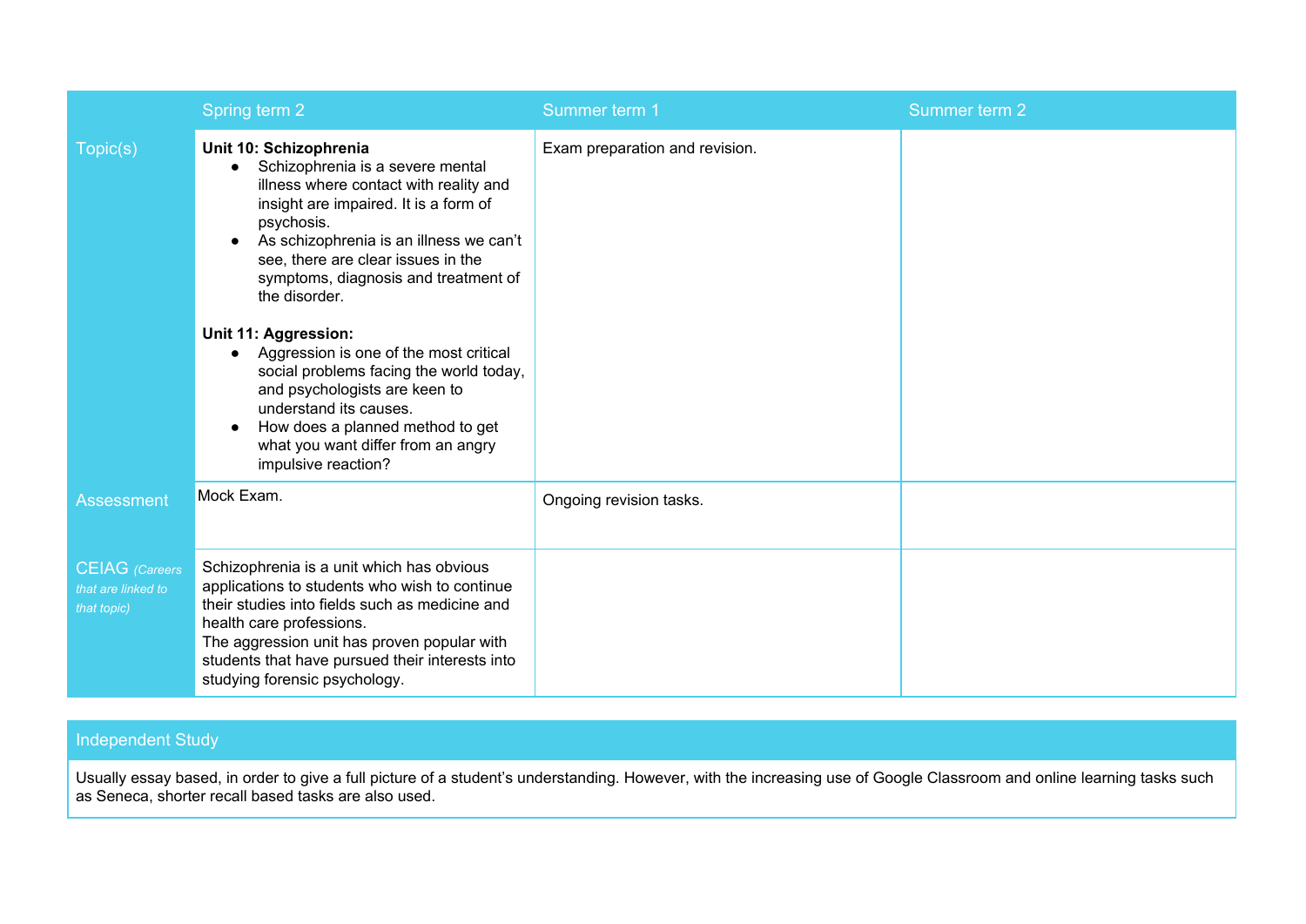| | Spring term 2 | Summer term 1 | Summer term 2 |
|---|---|---|---|
| Topic(s) | **Unit 10: Schizophrenia**<br>• Schizophrenia is a severe mental illness where contact with reality and insight are impaired. It is a form of psychosis.<br>• As schizophrenia is an illness we can't see, there are clear issues in the symptoms, diagnosis and treatment of the disorder.<br><br>**Unit 11: Aggression:**<br>• Aggression is one of the most critical social problems facing the world today, and psychologists are keen to understand its causes.<br>• How does a planned method to get what you want differ from an angry impulsive reaction? | Exam preparation and revision. | |
| Assessment | Mock Exam. | Ongoing revision tasks. | |
| CEIAG *(Careers that are linked to that topic)* | Schizophrenia is a unit which has obvious applications to students who wish to continue their studies into fields such as medicine and health care professions.<br>The aggression unit has proven popular with students that have pursued their interests into studying forensic psychology. | | |

| Independent Study |
|---|
| Usually essay based, in order to give a full picture of a student's understanding. However, with the increasing use of Google Classroom and online learning tasks such as Seneca, shorter recall based tasks are also used. |